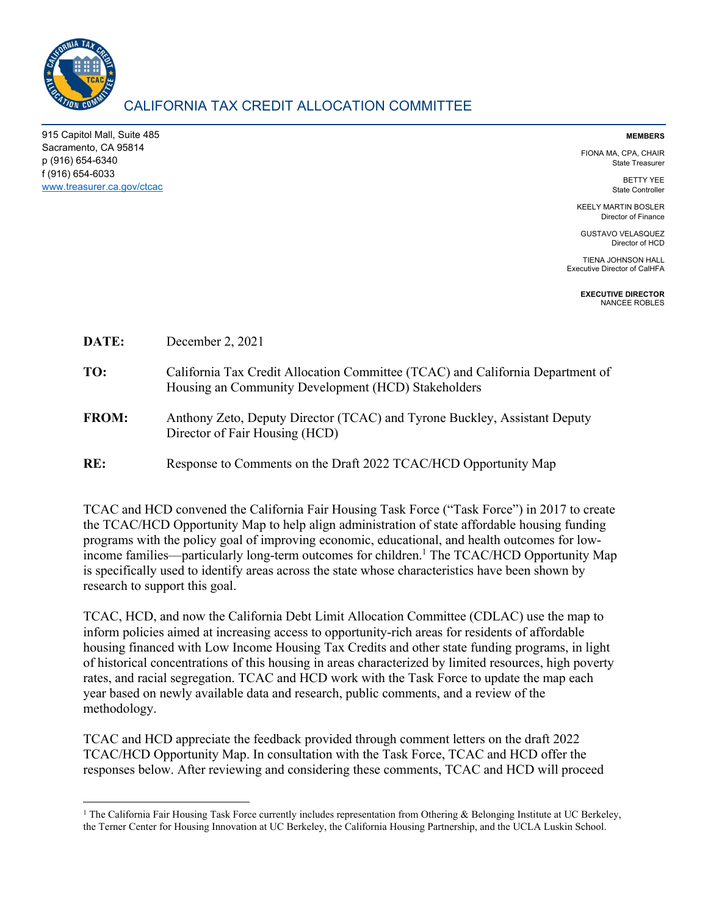# CALIFORNIA TAX CREDIT ALLOCATION COMMITTEE

915 Capitol Mall, Suite 485
Sacramento, CA 95814
p (916) 654-6340
f (916) 654-6033
www.treasurer.ca.gov/ctcac

**MEMBERS**

FIONA MA, CPA, CHAIR
State Treasurer

BETTY YEE
State Controller

KEELY MARTIN BOSLER
Director of Finance

GUSTAVO VELASQUEZ
Director of HCD

TIENA JOHNSON HALL
Executive Director of CalHFA

**EXECUTIVE DIRECTOR**
NANCEE ROBLES

**DATE:** December 2, 2021

**TO:** California Tax Credit Allocation Committee (TCAC) and California Department of Housing an Community Development (HCD) Stakeholders

**FROM:** Anthony Zeto, Deputy Director (TCAC) and Tyrone Buckley, Assistant Deputy Director of Fair Housing (HCD)

**RE:** Response to Comments on the Draft 2022 TCAC/HCD Opportunity Map

TCAC and HCD convened the California Fair Housing Task Force ("Task Force") in 2017 to create the TCAC/HCD Opportunity Map to help align administration of state affordable housing funding programs with the policy goal of improving economic, educational, and health outcomes for low-income families—particularly long-term outcomes for children.[1] The TCAC/HCD Opportunity Map is specifically used to identify areas across the state whose characteristics have been shown by research to support this goal.

TCAC, HCD, and now the California Debt Limit Allocation Committee (CDLAC) use the map to inform policies aimed at increasing access to opportunity-rich areas for residents of affordable housing financed with Low Income Housing Tax Credits and other state funding programs, in light of historical concentrations of this housing in areas characterized by limited resources, high poverty rates, and racial segregation. TCAC and HCD work with the Task Force to update the map each year based on newly available data and research, public comments, and a review of the methodology.

TCAC and HCD appreciate the feedback provided through comment letters on the draft 2022 TCAC/HCD Opportunity Map. In consultation with the Task Force, TCAC and HCD offer the responses below. After reviewing and considering these comments, TCAC and HCD will proceed

[1] The California Fair Housing Task Force currently includes representation from Othering & Belonging Institute at UC Berkeley, the Terner Center for Housing Innovation at UC Berkeley, the California Housing Partnership, and the UCLA Luskin School.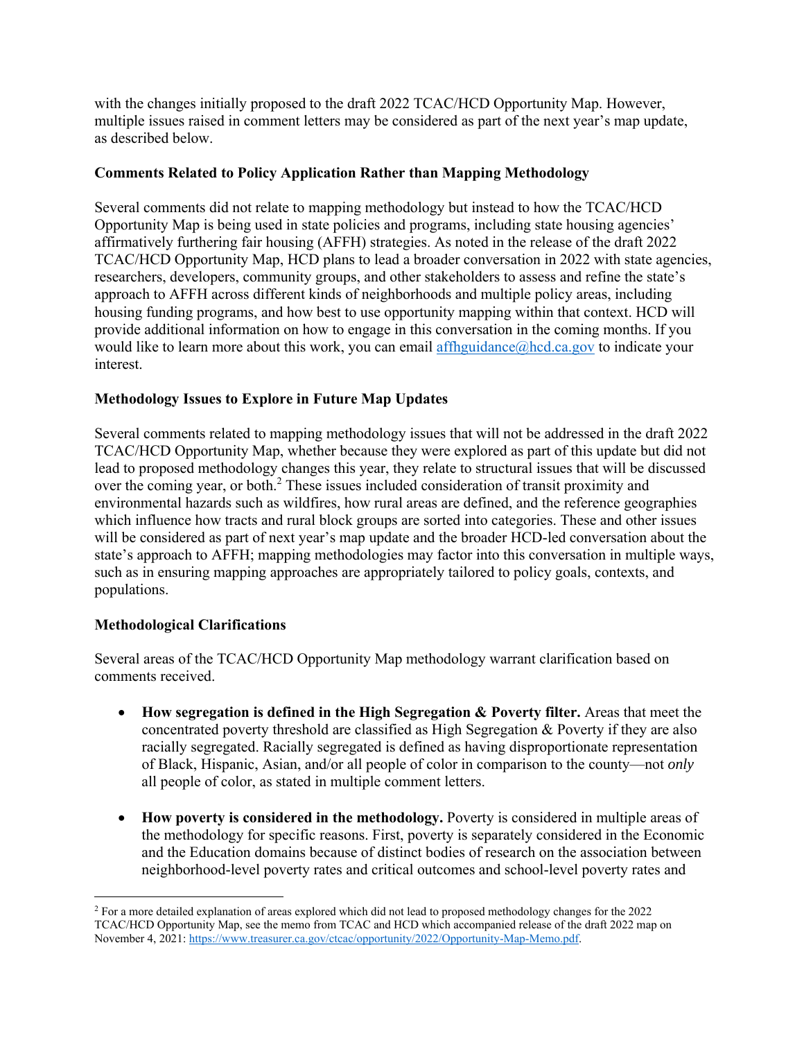with the changes initially proposed to the draft 2022 TCAC/HCD Opportunity Map. However, multiple issues raised in comment letters may be considered as part of the next year's map update, as described below.

**Comments Related to Policy Application Rather than Mapping Methodology**

Several comments did not relate to mapping methodology but instead to how the TCAC/HCD Opportunity Map is being used in state policies and programs, including state housing agencies' affirmatively furthering fair housing (AFFH) strategies. As noted in the release of the draft 2022 TCAC/HCD Opportunity Map, HCD plans to lead a broader conversation in 2022 with state agencies, researchers, developers, community groups, and other stakeholders to assess and refine the state's approach to AFFH across different kinds of neighborhoods and multiple policy areas, including housing funding programs, and how best to use opportunity mapping within that context. HCD will provide additional information on how to engage in this conversation in the coming months. If you would like to learn more about this work, you can email affhguidance@hcd.ca.gov to indicate your interest.

**Methodology Issues to Explore in Future Map Updates**

Several comments related to mapping methodology issues that will not be addressed in the draft 2022 TCAC/HCD Opportunity Map, whether because they were explored as part of this update but did not lead to proposed methodology changes this year, they relate to structural issues that will be discussed over the coming year, or both.[2] These issues included consideration of transit proximity and environmental hazards such as wildfires, how rural areas are defined, and the reference geographies which influence how tracts and rural block groups are sorted into categories. These and other issues will be considered as part of next year's map update and the broader HCD-led conversation about the state's approach to AFFH; mapping methodologies may factor into this conversation in multiple ways, such as in ensuring mapping approaches are appropriately tailored to policy goals, contexts, and populations.

**Methodological Clarifications**

Several areas of the TCAC/HCD Opportunity Map methodology warrant clarification based on comments received.

- **How segregation is defined in the High Segregation & Poverty filter.** Areas that meet the concentrated poverty threshold are classified as High Segregation & Poverty if they are also racially segregated. Racially segregated is defined as having disproportionate representation of Black, Hispanic, Asian, and/or all people of color in comparison to the county—not *only* all people of color, as stated in multiple comment letters.

- **How poverty is considered in the methodology.** Poverty is considered in multiple areas of the methodology for specific reasons. First, poverty is separately considered in the Economic and the Education domains because of distinct bodies of research on the association between neighborhood-level poverty rates and critical outcomes and school-level poverty rates and

[2] For a more detailed explanation of areas explored which did not lead to proposed methodology changes for the 2022 TCAC/HCD Opportunity Map, see the memo from TCAC and HCD which accompanied release of the draft 2022 map on November 4, 2021: https://www.treasurer.ca.gov/ctcac/opportunity/2022/Opportunity-Map-Memo.pdf.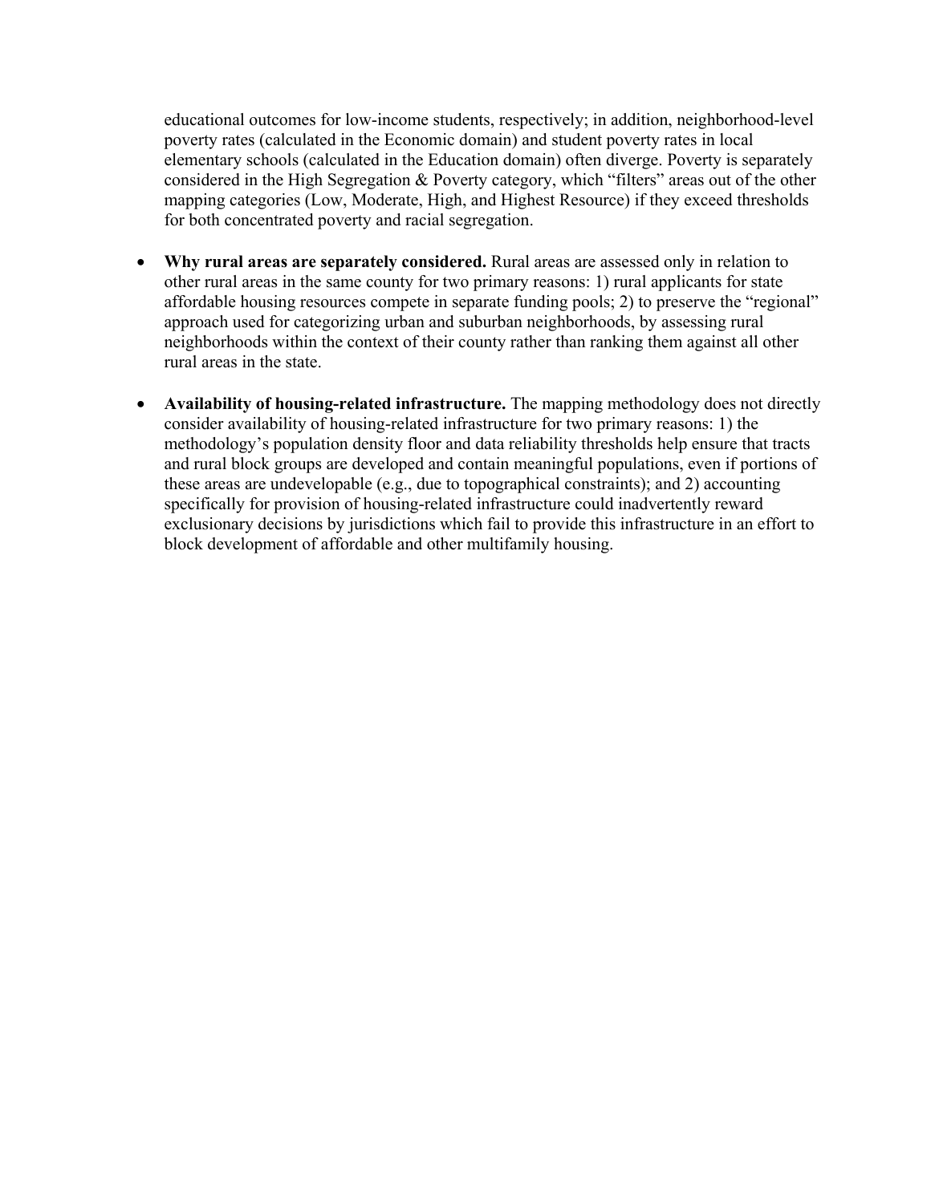educational outcomes for low-income students, respectively; in addition, neighborhood-level poverty rates (calculated in the Economic domain) and student poverty rates in local elementary schools (calculated in the Education domain) often diverge. Poverty is separately considered in the High Segregation & Poverty category, which "filters" areas out of the other mapping categories (Low, Moderate, High, and Highest Resource) if they exceed thresholds for both concentrated poverty and racial segregation.

- **Why rural areas are separately considered.** Rural areas are assessed only in relation to other rural areas in the same county for two primary reasons: 1) rural applicants for state affordable housing resources compete in separate funding pools; 2) to preserve the "regional" approach used for categorizing urban and suburban neighborhoods, by assessing rural neighborhoods within the context of their county rather than ranking them against all other rural areas in the state.

- **Availability of housing-related infrastructure.** The mapping methodology does not directly consider availability of housing-related infrastructure for two primary reasons: 1) the methodology's population density floor and data reliability thresholds help ensure that tracts and rural block groups are developed and contain meaningful populations, even if portions of these areas are undevelopable (e.g., due to topographical constraints); and 2) accounting specifically for provision of housing-related infrastructure could inadvertently reward exclusionary decisions by jurisdictions which fail to provide this infrastructure in an effort to block development of affordable and other multifamily housing.